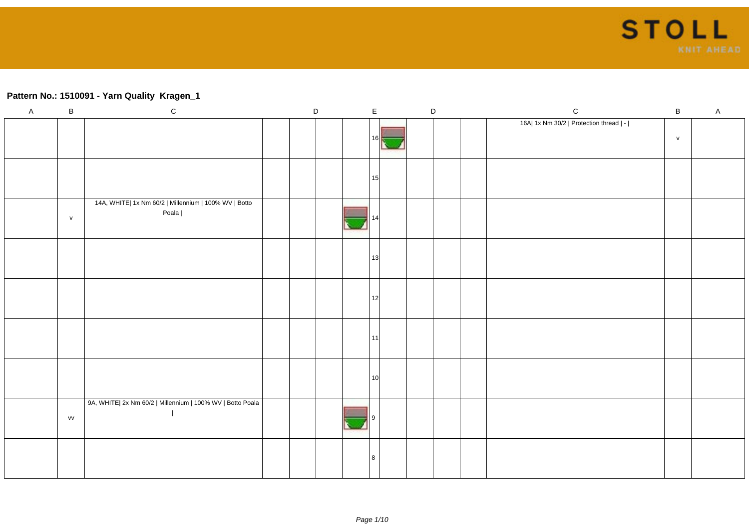## Pattern No.: 1510091 - Yarn Quality Kragen_1

| A | B | C | | D | | | E | | | D | | C | B | A |
|---|---|---|---|---|---|---|---|---|---|---|---|---|---|---|
| | | | | | | | 16 | | | | | 16A\| 1x Nm 30/2 \| Protection thread \| - \| | v | |
| | | | | | | | 15 | | | | | | | |
| | v | 14A, WHITE\| 1x Nm 60/2 \| Millennium \| 100% WV \| Botto Poala \| | | | | | 14 | | | | | | | |
| | | | | | | | 13 | | | | | | | |
| | | | | | | | 12 | | | | | | | |
| | | | | | | | 11 | | | | | | | |
| | | | | | | | 10 | | | | | | | |
| | vv | 9A, WHITE\| 2x Nm 60/2 \| Millennium \| 100% WV \| Botto Poala \| | | | | | 9 | | | | | | | |
| | | | | | | | 8 | | | | | | | |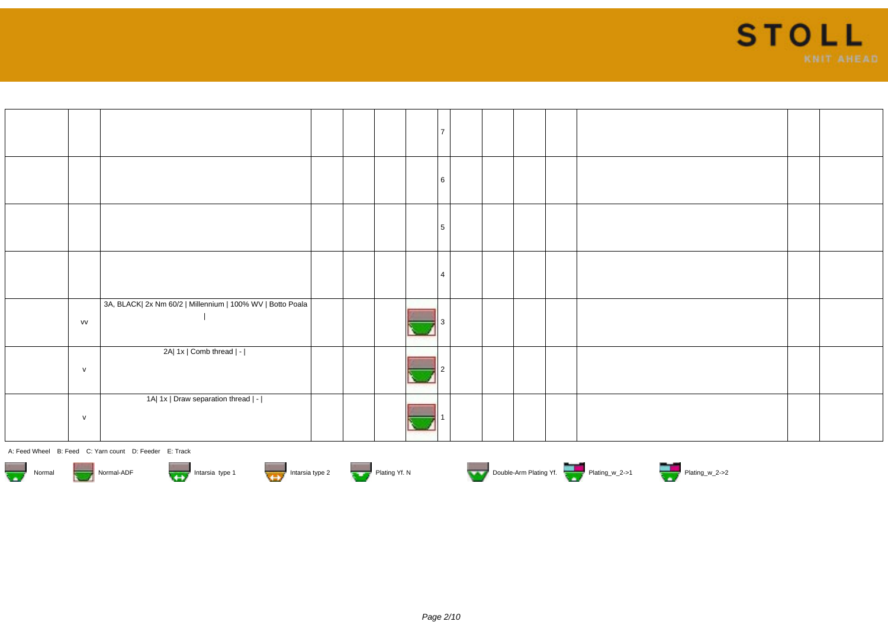|  |  |  |  |  |  |  | 7 |  |  |  |  |  |  |  |
|---|---|---|---|---|---|---|---|---|---|---|---|---|---|---|
|  |  |  |  |  |  |  | 6 |  |  |  |  |  |  |  |
|  |  |  |  |  |  |  | 5 |  |  |  |  |  |  |  |
|  |  |  |  |  |  |  | 4 |  |  |  |  |  |  |  |
|  | vv | 3A, BLACK\| 2x Nm 60/2 \| Millennium \| 100% WV \| Botto Poala \| |  |  |  |  | 3 |  |  |  |  |  |  |  |
|  | v | 2A\| 1x \| Comb thread \| - \| |  |  |  |  | 2 |  |  |  |  |  |  |  |
|  | v | 1A\| 1x \| Draw separation thread \| - \| |  |  |  |  | 1 |  |  |  |  |  |  |  |

A: Feed Wheel B: Feed C: Yarn count D: Feeder E: Track

Normal | Normal-ADF | Intarsia type 1 | Intarsia type 2 | Plating Yf. N | Double-Arm Plating Yf. | Plating_w_2->1 | Plating_w_2->2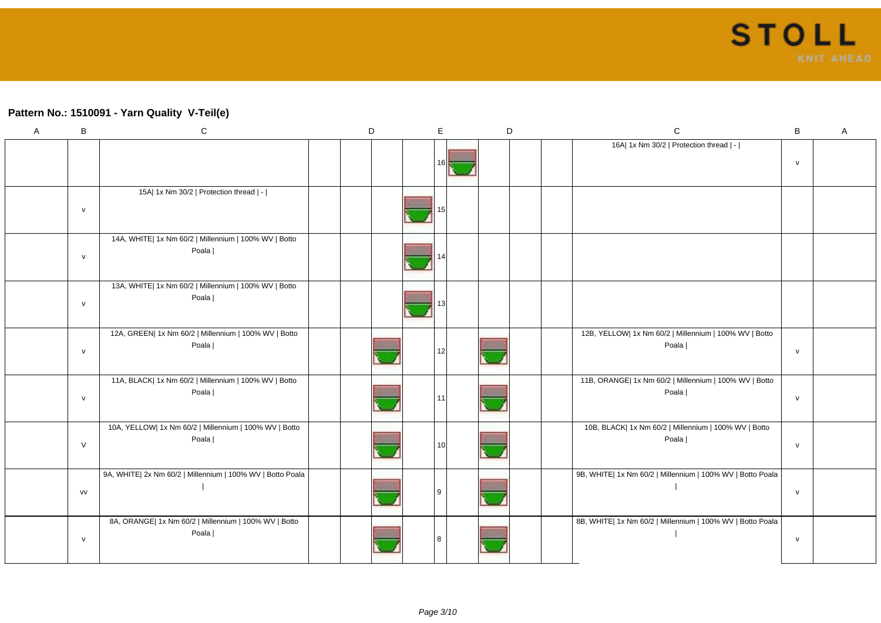## Pattern No.: 1510091 - Yarn Quality V-Teil(e)

| A | B | C | | D | | E | | D | | C | B | A |
|---|---|---|---|---|---|---|---|---|---|---|---|---|
| | | | | | | 16 | | | | 16A\| 1x Nm 30/2 \| Protection thread \| - \| | v | |
| | v | 15A\| 1x Nm 30/2 \| Protection thread \| - \| | | | | 15 | | | | | | |
| | v | 14A, WHITE\| 1x Nm 60/2 \| Millennium \| 100% WV \| Botto Poala \| | | | | 14 | | | | | | |
| | v | 13A, WHITE\| 1x Nm 60/2 \| Millennium \| 100% WV \| Botto Poala \| | | | | 13 | | | | | | |
| | v | 12A, GREEN\| 1x Nm 60/2 \| Millennium \| 100% WV \| Botto Poala \| | | | | 12 | | | | 12B, YELLOW\| 1x Nm 60/2 \| Millennium \| 100% WV \| Botto Poala \| | v | |
| | v | 11A, BLACK\| 1x Nm 60/2 \| Millennium \| 100% WV \| Botto Poala \| | | | | 11 | | | | 11B, ORANGE\| 1x Nm 60/2 \| Millennium \| 100% WV \| Botto Poala \| | v | |
| | V | 10A, YELLOW\| 1x Nm 60/2 \| Millennium \| 100% WV \| Botto Poala \| | | | | 10 | | | | 10B, BLACK\| 1x Nm 60/2 \| Millennium \| 100% WV \| Botto Poala \| | v | |
| | vv | 9A, WHITE\| 2x Nm 60/2 \| Millennium \| 100% WV \| Botto Poala \| | | | | 9 | | | | 9B, WHITE\| 1x Nm 60/2 \| Millennium \| 100% WV \| Botto Poala \| | v | |
| | v | 8A, ORANGE\| 1x Nm 60/2 \| Millennium \| 100% WV \| Botto Poala \| | | | | 8 | | | | 8B, WHITE\| 1x Nm 60/2 \| Millennium \| 100% WV \| Botto Poala \| | v | |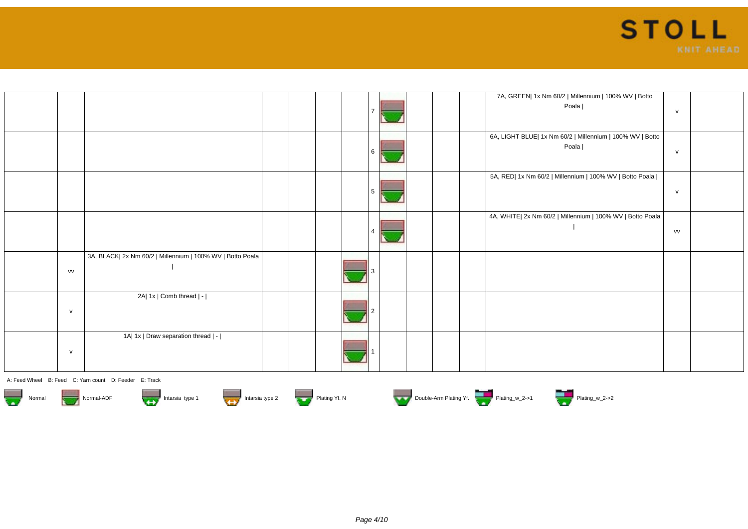| | | | | | | | | | | | | | | |
|---|---|---|---|---|---|---|---|---|---|---|---|---|---|---|
| | | | | | | | 7 | | | | | 7A, GREEN\| 1x Nm 60/2 \| Millennium \| 100% WV \| Botto Poala \| | v | |
| | | | | | | | 6 | | | | | 6A, LIGHT BLUE\| 1x Nm 60/2 \| Millennium \| 100% WV \| Botto Poala \| | v | |
| | | | | | | | 5 | | | | | 5A, RED\| 1x Nm 60/2 \| Millennium \| 100% WV \| Botto Poala \| | v | |
| | | | | | | | 4 | | | | | 4A, WHITE\| 2x Nm 60/2 \| Millennium \| 100% WV \| Botto Poala \| | vv | |
| | vv | 3A, BLACK\| 2x Nm 60/2 \| Millennium \| 100% WV \| Botto Poala \| | | | | | 3 | | | | | | | |
| | v | 2A\| 1x \| Comb thread \| - \| | | | | | 2 | | | | | | | |
| | v | 1A\| 1x \| Draw separation thread \| - \| | | | | | 1 | | | | | | | |

A: Feed Wheel B: Feed C: Yarn count D: Feeder E: Track

Normal | Normal-ADF | Intarsia type 1 | Intarsia type 2 | Plating Yf. N | Double-Arm Plating Yf. | Plating_w_2->1 | Plating_w_2->2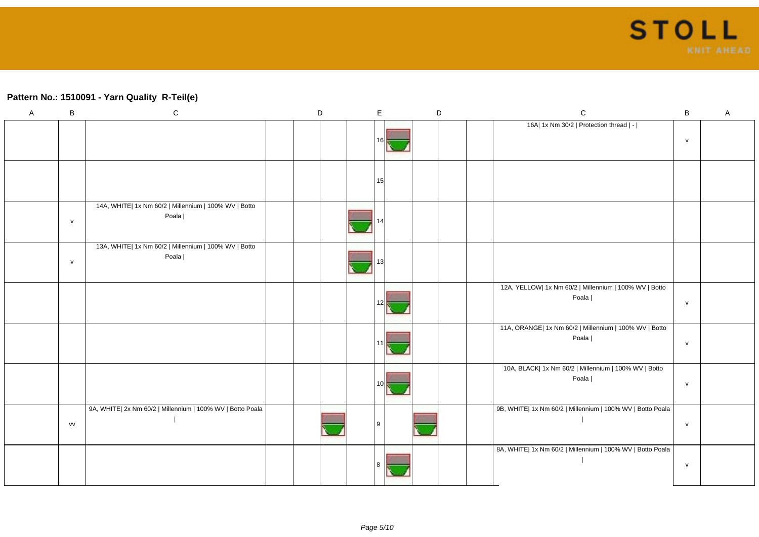## Pattern No.: 1510091 - Yarn Quality  R-Teil(e)

| A | B | C | D | D | D | E | E | D | D | D | C | B | A |
|---|---|---|---|---|---|---|---|---|---|---|---|---|---|
| | | | | | | 16 | | | | | 16A\| 1x Nm 30/2 \| Protection thread \| - \| | v | |
| | | | | | | 15 | | | | | | | |
| | v | 14A, WHITE\| 1x Nm 60/2 \| Millennium \| 100% WV \| Botto Poala \| | | | | 14 | | | | | | | |
| | v | 13A, WHITE\| 1x Nm 60/2 \| Millennium \| 100% WV \| Botto Poala \| | | | | 13 | | | | | | | |
| | | | | | | 12 | | | | | 12A, YELLOW\| 1x Nm 60/2 \| Millennium \| 100% WV \| Botto Poala \| | v | |
| | | | | | | 11 | | | | | 11A, ORANGE\| 1x Nm 60/2 \| Millennium \| 100% WV \| Botto Poala \| | v | |
| | | | | | | 10 | | | | | 10A, BLACK\| 1x Nm 60/2 \| Millennium \| 100% WV \| Botto Poala \| | v | |
| | vv | 9A, WHITE\| 2x Nm 60/2 \| Millennium \| 100% WV \| Botto Poala \| | | | | 9 | | | | | 9B, WHITE\| 1x Nm 60/2 \| Millennium \| 100% WV \| Botto Poala \| | v | |
| | | | | | | 8 | | | | | 8A, WHITE\| 1x Nm 60/2 \| Millennium \| 100% WV \| Botto Poala \| | v | |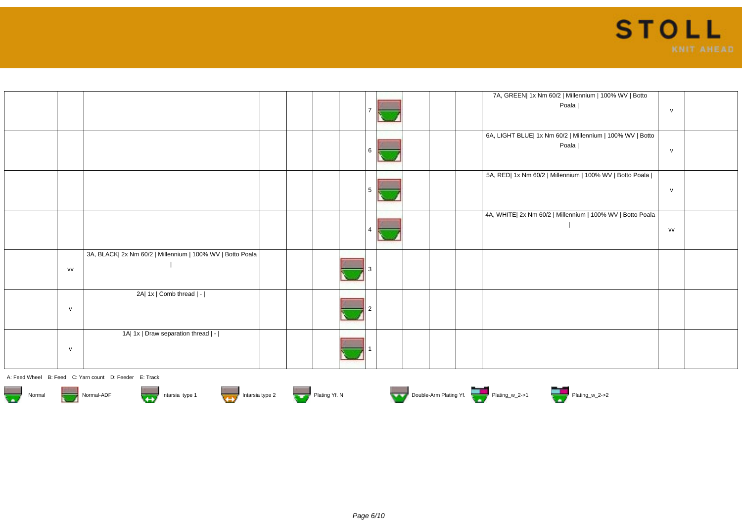| | | | | | | | | | | | | | | |
|---|---|---|---|---|---|---|---|---|---|---|---|---|---|---|
| | | | | | | | 7 | | | | | 7A, GREEN\| 1x Nm 60/2 \| Millennium \| 100% WV \| Botto Poala \| | v | |
| | | | | | | | 6 | | | | | 6A, LIGHT BLUE\| 1x Nm 60/2 \| Millennium \| 100% WV \| Botto Poala \| | v | |
| | | | | | | | 5 | | | | | 5A, RED\| 1x Nm 60/2 \| Millennium \| 100% WV \| Botto Poala \| | v | |
| | | | | | | | 4 | | | | | 4A, WHITE\| 2x Nm 60/2 \| Millennium \| 100% WV \| Botto Poala \| | vv | |
| | vv | 3A, BLACK\| 2x Nm 60/2 \| Millennium \| 100% WV \| Botto Poala \| | | | | | 3 | | | | | | | |
| | v | 2A\| 1x \| Comb thread \| - \| | | | | | 2 | | | | | | | |
| | v | 1A\| 1x \| Draw separation thread \| - \| | | | | | 1 | | | | | | | |

A: Feed Wheel B: Feed C: Yarn count D: Feeder E: Track

Normal Normal-ADF Intarsia type 1 Intarsia type 2 Plating Yf. N Double-Arm Plating Yf. Plating_w_2->1 Plating_w_2->2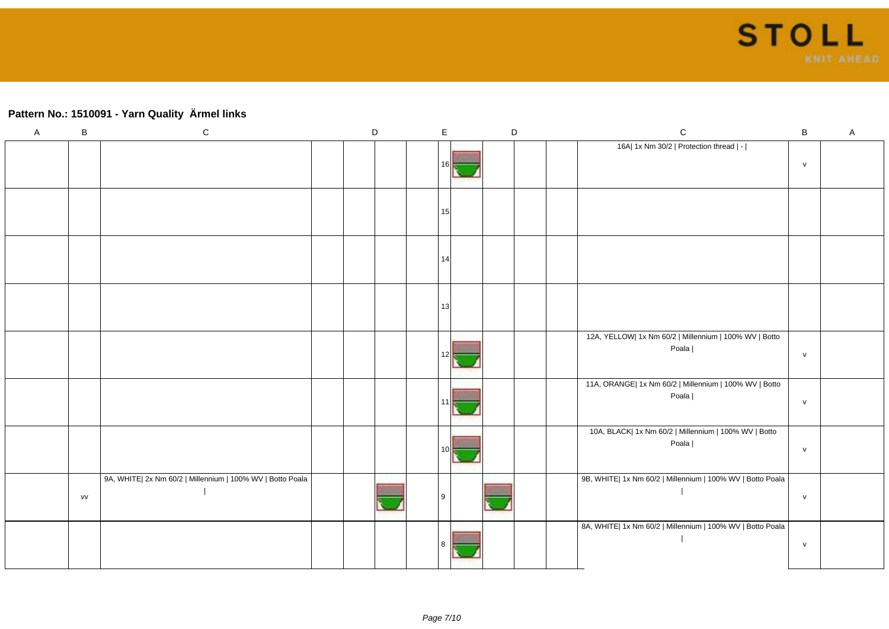## Pattern No.: 1510091 - Yarn Quality  Ärmel links

| A | B | C | D | | | E | | D | | C | B | A |
|---|---|---|---|---|---|---|---|---|---|---|---|---|
| | | | | | | 16 | | | | 16A\| 1x Nm 30/2 \| Protection thread \| - \| | v | |
| | | | | | | 15 | | | | | | |
| | | | | | | 14 | | | | | | |
| | | | | | | 13 | | | | | | |
| | | | | | | 12 | | | | 12A, YELLOW\| 1x Nm 60/2 \| Millennium \| 100% WV \| Botto Poala \| | v | |
| | | | | | | 11 | | | | 11A, ORANGE\| 1x Nm 60/2 \| Millennium \| 100% WV \| Botto Poala \| | v | |
| | | | | | | 10 | | | | 10A, BLACK\| 1x Nm 60/2 \| Millennium \| 100% WV \| Botto Poala \| | v | |
| | vv | 9A, WHITE\| 2x Nm 60/2 \| Millennium \| 100% WV \| Botto Poala \| | | | | 9 | | | | 9B, WHITE\| 1x Nm 60/2 \| Millennium \| 100% WV \| Botto Poala \| | v | |
| | | | | | | 8 | | | | 8A, WHITE\| 1x Nm 60/2 \| Millennium \| 100% WV \| Botto Poala \| | v | |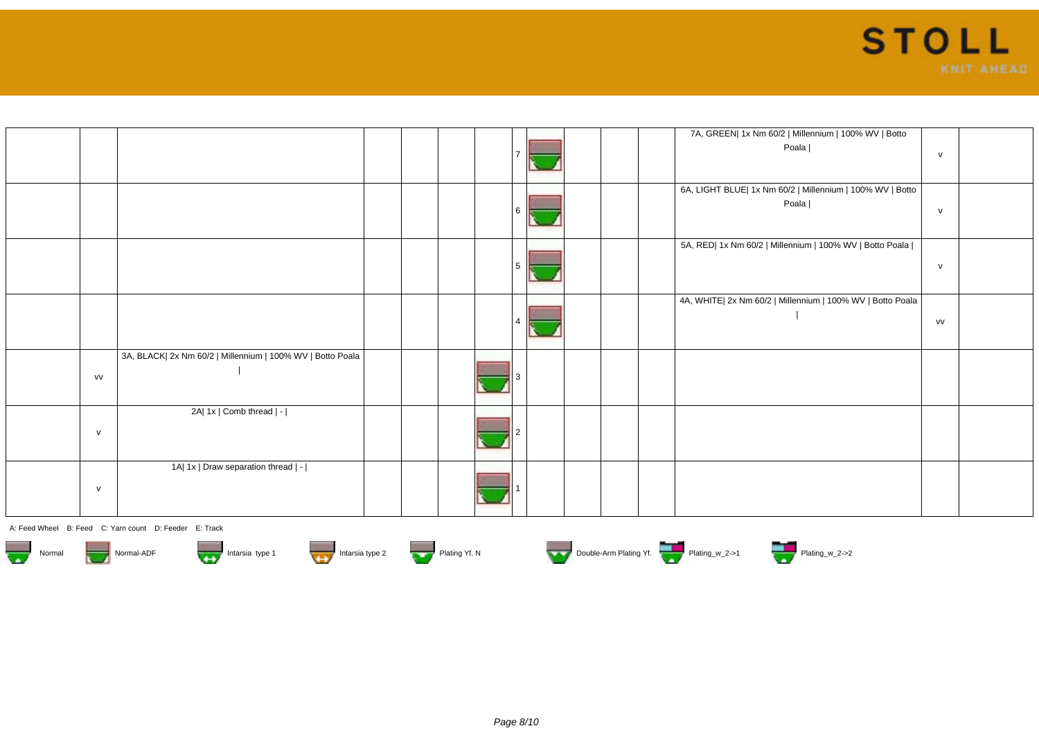| | | | | | | | | | | | | | | |
|---|---|---|---|---|---|---|---|---|---|---|---|---|---|---|
| | | | | | | | 7 | | | | | 7A, GREEN\| 1x Nm 60/2 \| Millennium \| 100% WV \| Botto Poala \| | v | |
| | | | | | | | 6 | | | | | 6A, LIGHT BLUE\| 1x Nm 60/2 \| Millennium \| 100% WV \| Botto Poala \| | v | |
| | | | | | | | 5 | | | | | 5A, RED\| 1x Nm 60/2 \| Millennium \| 100% WV \| Botto Poala \| | v | |
| | | | | | | | 4 | | | | | 4A, WHITE\| 2x Nm 60/2 \| Millennium \| 100% WV \| Botto Poala \| | vv | |
| | vv | 3A, BLACK\| 2x Nm 60/2 \| Millennium \| 100% WV \| Botto Poala \| | | | | | 3 | | | | | | | |
| | v | 2A\| 1x \| Comb thread \| - \| | | | | | 2 | | | | | | | |
| | v | 1A\| 1x \| Draw separation thread \| - \| | | | | | 1 | | | | | | | |

A: Feed Wheel B: Feed C: Yarn count D: Feeder E: Track

Normal Normal-ADF Intarsia type 1 Intarsia type 2 Plating Yf. N Double-Arm Plating Yf. Plating_w_2->1 Plating_w_2->2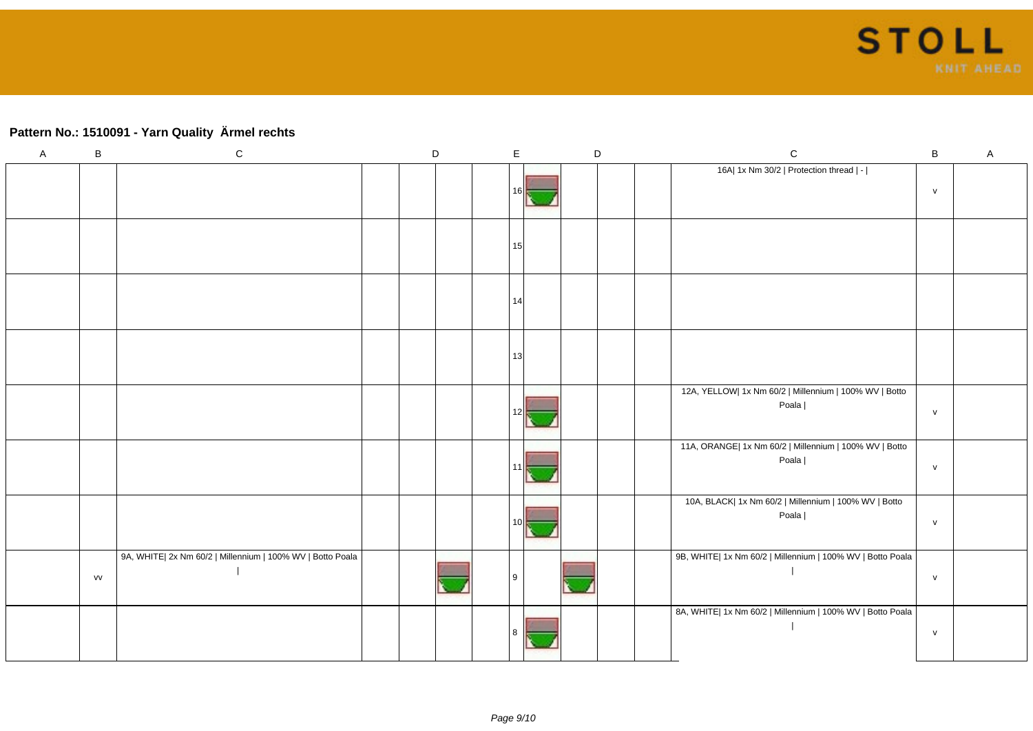## Pattern No.: 1510091 - Yarn Quality Ärmel rechts

| A | B | C | | D | | | E | | D | | | C | B | A |
|---|---|---|---|---|---|---|---|---|---|---|---|---|---|---|
| | | | | | | | 16 | | | | | 16A\| 1x Nm 30/2 \| Protection thread \| - \| | v | |
| | | | | | | | 15 | | | | | | | |
| | | | | | | | 14 | | | | | | | |
| | | | | | | | 13 | | | | | | | |
| | | | | | | | 12 | | | | | 12A, YELLOW\| 1x Nm 60/2 \| Millennium \| 100% WV \| Botto Poala \| | v | |
| | | | | | | | 11 | | | | | 11A, ORANGE\| 1x Nm 60/2 \| Millennium \| 100% WV \| Botto Poala \| | v | |
| | | | | | | | 10 | | | | | 10A, BLACK\| 1x Nm 60/2 \| Millennium \| 100% WV \| Botto Poala \| | v | |
| | vv | 9A, WHITE\| 2x Nm 60/2 \| Millennium \| 100% WV \| Botto Poala \| | | | | | 9 | | | | | 9B, WHITE\| 1x Nm 60/2 \| Millennium \| 100% WV \| Botto Poala \| | v | |
| | | | | | | | 8 | | | | | 8A, WHITE\| 1x Nm 60/2 \| Millennium \| 100% WV \| Botto Poala \| | v | |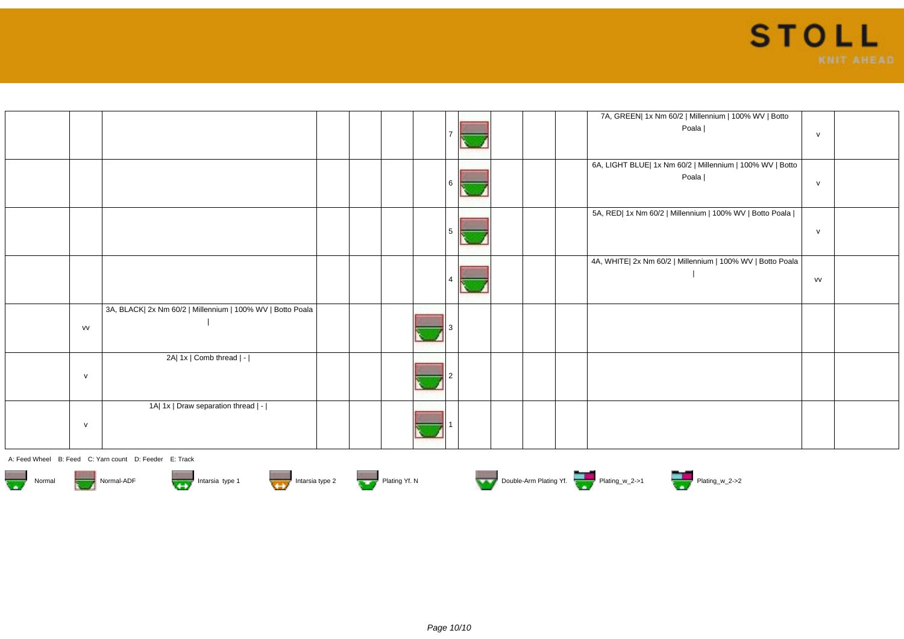| | | | | | | | | | | | | | | |
|---|---|---|---|---|---|---|---|---|---|---|---|---|---|---|
| | | | | | | | 7 | | | | | 7A, GREEN\| 1x Nm 60/2 \| Millennium \| 100% WV \| Botto Poala \| | v | |
| | | | | | | | 6 | | | | | 6A, LIGHT BLUE\| 1x Nm 60/2 \| Millennium \| 100% WV \| Botto Poala \| | v | |
| | | | | | | | 5 | | | | | 5A, RED\| 1x Nm 60/2 \| Millennium \| 100% WV \| Botto Poala \| | v | |
| | | | | | | | 4 | | | | | 4A, WHITE\| 2x Nm 60/2 \| Millennium \| 100% WV \| Botto Poala \| | vv | |
| | vv | 3A, BLACK\| 2x Nm 60/2 \| Millennium \| 100% WV \| Botto Poala \| | | | | | 3 | | | | | | | |
| | v | 2A\| 1x \| Comb thread \| - \| | | | | | 2 | | | | | | | |
| | v | 1A\| 1x \| Draw separation thread \| - \| | | | | | 1 | | | | | | | |

A: Feed Wheel B: Feed C: Yarn count D: Feeder E: Track

Normal Normal-ADF Intarsia type 1 Intarsia type 2 Plating Yf. N Double-Arm Plating Yf. Plating_w_2->1 Plating_w_2->2